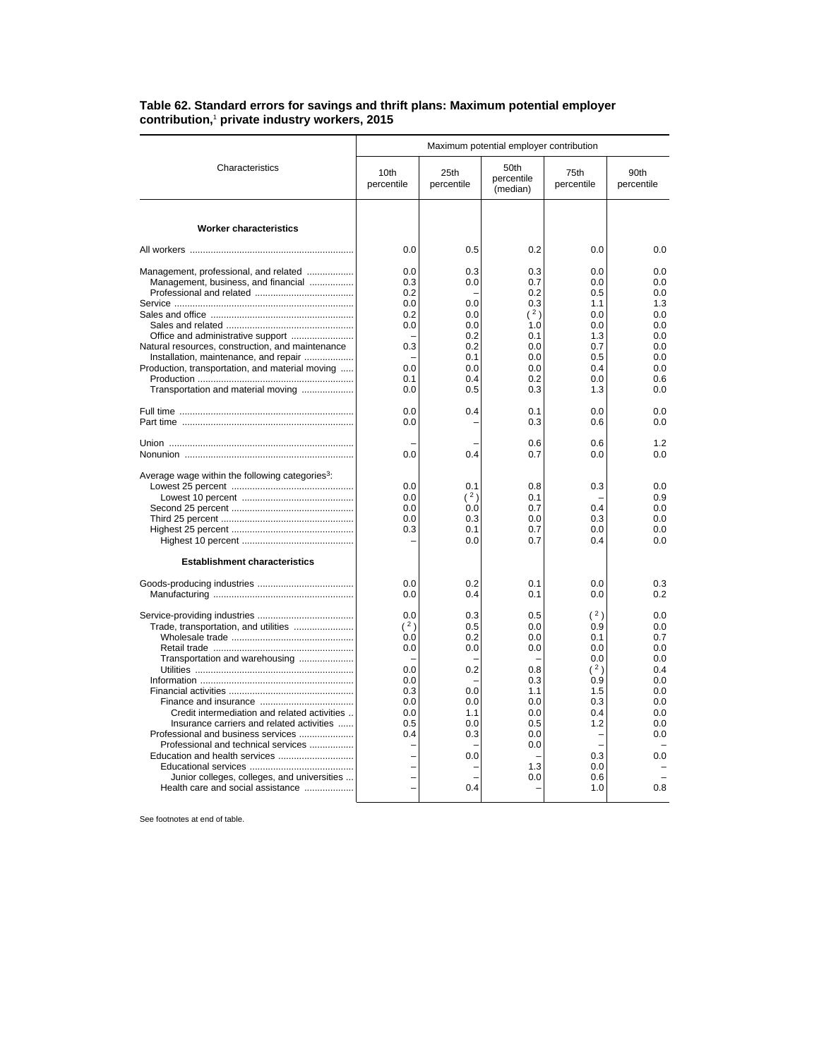**Table 62. Standard errors for savings and thrift plans: Maximum potential employer contribution,[1] private industry workers, 2015**

| Characteristics | Maximum potential employer contribution | | | | |
|---|---|---|---|---|---|
| | 10th percentile | 25th percentile | 50th percentile (median) | 75th percentile | 90th percentile |
| **Worker characteristics** | | | | | |
| All workers | 0.0 | 0.5 | 0.2 | 0.0 | 0.0 |
| Management, professional, and related | 0.0 | 0.3 | 0.3 | 0.0 | 0.0 |
| Management, business, and financial | 0.3 | 0.0 | 0.7 | 0.0 | 0.0 |
| Professional and related | 0.2 | – | 0.2 | 0.5 | 0.0 |
| Service | 0.0 | 0.0 | 0.3 | 1.1 | 1.3 |
| Sales and office | 0.2 | 0.0 | ( [2] ) | 0.0 | 0.0 |
| Sales and related | 0.0 | 0.0 | 1.0 | 0.0 | 0.0 |
| Office and administrative support | – | 0.2 | 0.1 | 1.3 | 0.0 |
| Natural resources, construction, and maintenance | 0.3 | 0.2 | 0.0 | 0.7 | 0.0 |
| Installation, maintenance, and repair | – | 0.1 | 0.0 | 0.5 | 0.0 |
| Production, transportation, and material moving | 0.0 | 0.0 | 0.0 | 0.4 | 0.0 |
| Production | 0.1 | 0.4 | 0.2 | 0.0 | 0.6 |
| Transportation and material moving | 0.0 | 0.5 | 0.3 | 1.3 | 0.0 |
| Full time | 0.0 | 0.4 | 0.1 | 0.0 | 0.0 |
| Part time | 0.0 | – | 0.3 | 0.6 | 0.0 |
| Union | – | – | 0.6 | 0.6 | 1.2 |
| Nonunion | 0.0 | 0.4 | 0.7 | 0.0 | 0.0 |
| Average wage within the following categories[3]: | | | | | |
| Lowest 25 percent | 0.0 | 0.1 | 0.8 | 0.3 | 0.0 |
| Lowest 10 percent | 0.0 | ( [2] ) | 0.1 | – | 0.9 |
| Second 25 percent | 0.0 | 0.0 | 0.7 | 0.4 | 0.0 |
| Third 25 percent | 0.0 | 0.3 | 0.0 | 0.3 | 0.0 |
| Highest 25 percent | 0.3 | 0.1 | 0.7 | 0.0 | 0.0 |
| Highest 10 percent | – | 0.0 | 0.7 | 0.4 | 0.0 |
| **Establishment characteristics** | | | | | |
| Goods-producing industries | 0.0 | 0.2 | 0.1 | 0.0 | 0.3 |
| Manufacturing | 0.0 | 0.4 | 0.1 | 0.0 | 0.2 |
| Service-providing industries | 0.0 | 0.3 | 0.5 | ( [2] ) | 0.0 |
| Trade, transportation, and utilities | ( [2] ) | 0.5 | 0.0 | 0.9 | 0.0 |
| Wholesale trade | 0.0 | 0.2 | 0.0 | 0.1 | 0.7 |
| Retail trade | 0.0 | 0.0 | 0.0 | 0.0 | 0.0 |
| Transportation and warehousing | – | – | – | 0.0 | 0.0 |
| Utilities | 0.0 | 0.2 | 0.8 | ( [2] ) | 0.4 |
| Information | 0.0 | – | 0.3 | 0.9 | 0.0 |
| Financial activities | 0.3 | 0.0 | 1.1 | 1.5 | 0.0 |
| Finance and insurance | 0.0 | 0.0 | 0.0 | 0.3 | 0.0 |
| Credit intermediation and related activities | 0.0 | 1.1 | 0.0 | 0.4 | 0.0 |
| Insurance carriers and related activities | 0.5 | 0.0 | 0.5 | 1.2 | 0.0 |
| Professional and business services | 0.4 | 0.3 | 0.0 | – | 0.0 |
| Professional and technical services | – | – | 0.0 | – | – |
| Education and health services | – | 0.0 | – | 0.3 | 0.0 |
| Educational services | – | – | 1.3 | 0.0 | – |
| Junior colleges, colleges, and universities | – | – | 0.0 | 0.6 | – |
| Health care and social assistance | – | 0.4 | – | 1.0 | 0.8 |

See footnotes at end of table.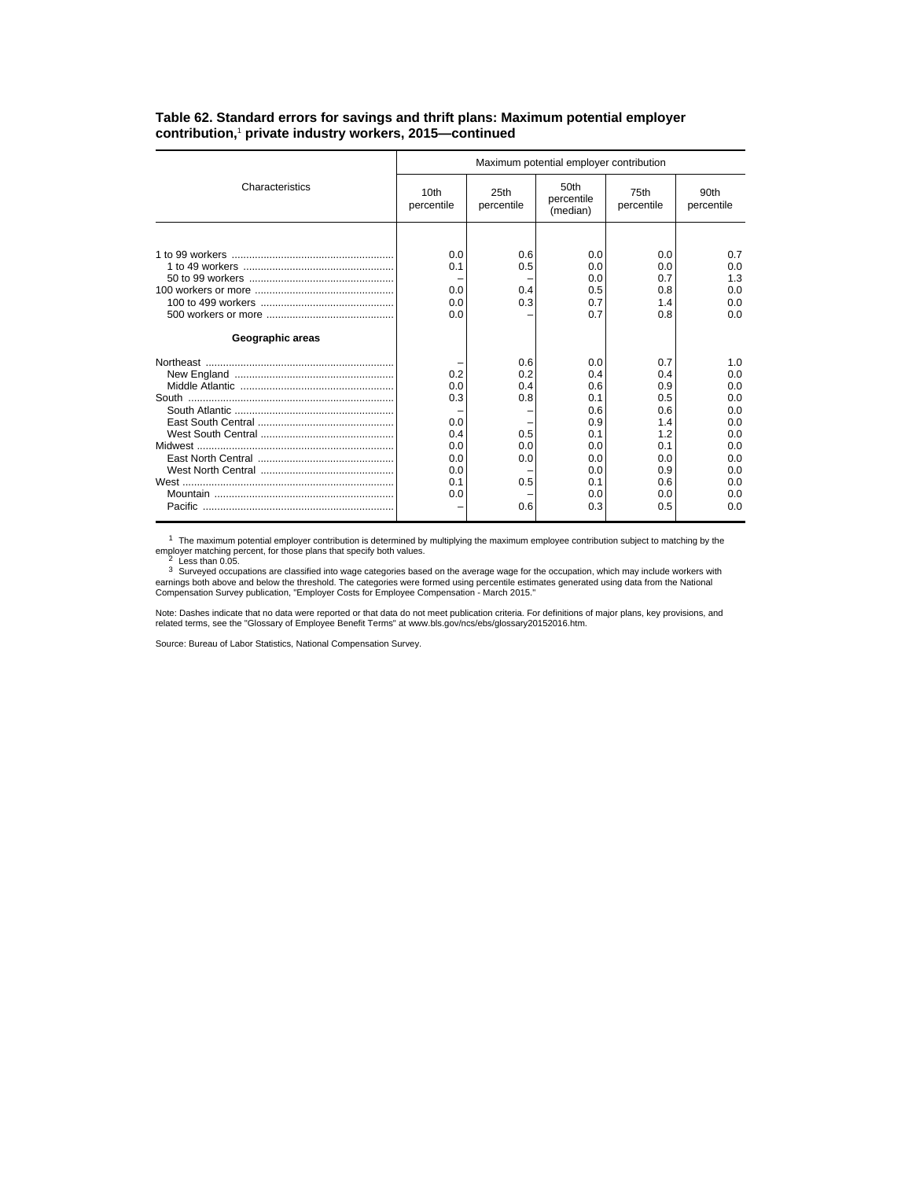### Table 62. Standard errors for savings and thrift plans: Maximum potential employer contribution,[1] private industry workers, 2015—continued

| Characteristics | Maximum potential employer contribution | | | | |
|---|---|---|---|---|---|
| | 10th percentile | 25th percentile | 50th percentile (median) | 75th percentile | 90th percentile |
| 1 to 99 workers | 0.0 | 0.6 | 0.0 | 0.0 | 0.7 |
| 1 to 49 workers | 0.1 | 0.5 | 0.0 | 0.0 | 0.0 |
| 50 to 99 workers | – | – | 0.0 | 0.7 | 1.3 |
| 100 workers or more | 0.0 | 0.4 | 0.5 | 0.8 | 0.0 |
| 100 to 499 workers | 0.0 | 0.3 | 0.7 | 1.4 | 0.0 |
| 500 workers or more | 0.0 | – | 0.7 | 0.8 | 0.0 |
| **Geographic areas** | | | | | |
| Northeast | – | 0.6 | 0.0 | 0.7 | 1.0 |
| New England | 0.2 | 0.2 | 0.4 | 0.4 | 0.0 |
| Middle Atlantic | 0.0 | 0.4 | 0.6 | 0.9 | 0.0 |
| South | 0.3 | 0.8 | 0.1 | 0.5 | 0.0 |
| South Atlantic | – | – | 0.6 | 0.6 | 0.0 |
| East South Central | 0.0 | – | 0.9 | 1.4 | 0.0 |
| West South Central | 0.4 | 0.5 | 0.1 | 1.2 | 0.0 |
| Midwest | 0.0 | 0.0 | 0.0 | 0.1 | 0.0 |
| East North Central | 0.0 | 0.0 | 0.0 | 0.0 | 0.0 |
| West North Central | 0.0 | – | 0.0 | 0.9 | 0.0 |
| West | 0.1 | 0.5 | 0.1 | 0.6 | 0.0 |
| Mountain | 0.0 | – | 0.0 | 0.0 | 0.0 |
| Pacific | – | 0.6 | 0.3 | 0.5 | 0.0 |

[1] The maximum potential employer contribution is determined by multiplying the maximum employee contribution subject to matching by the employer matching percent, for those plans that specify both values.
[2] Less than 0.05.
[3] Surveyed occupations are classified into wage categories based on the average wage for the occupation, which may include workers with earnings both above and below the threshold. The categories were formed using percentile estimates generated using data from the National Compensation Survey publication, "Employer Costs for Employee Compensation - March 2015."

Note: Dashes indicate that no data were reported or that data do not meet publication criteria. For definitions of major plans, key provisions, and related terms, see the "Glossary of Employee Benefit Terms" at www.bls.gov/ncs/ebs/glossary20152016.htm.

Source: Bureau of Labor Statistics, National Compensation Survey.